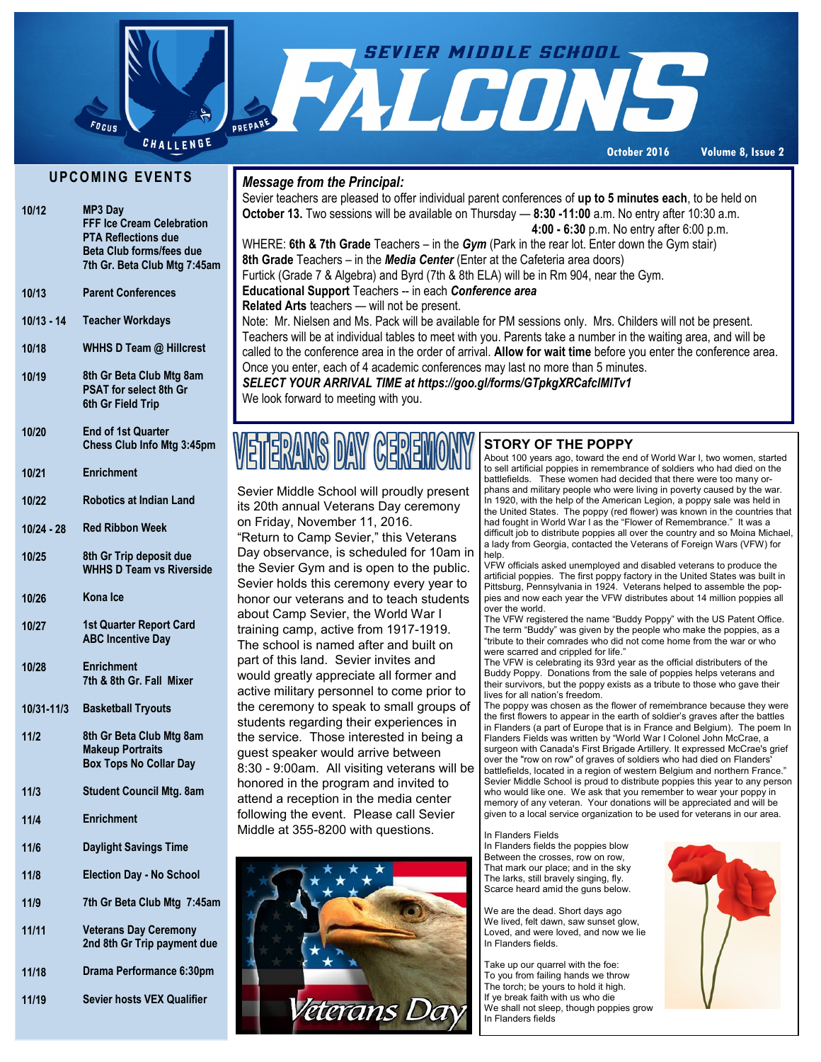# SEVIER MIDDLE SCHOOL FALCONS

FOCUS · CHALLENGE · PREPARE

October 2016 · Volume 8, Issue 2

## UPCOMING EVENTS

| Date | Event |
|---|---|
| 10/12 | MP3 Day<br>FFF Ice Cream Celebration<br>PTA Reflections due<br>Beta Club forms/fees due<br>7th Gr. Beta Club Mtg 7:45am |
| 10/13 | Parent Conferences |
| 10/13 - 14 | Teacher Workdays |
| 10/18 | WHHS D Team @ Hillcrest |
| 10/19 | 8th Gr Beta Club Mtg 8am<br>PSAT for select 8th Gr<br>6th Gr Field Trip |
| 10/20 | End of 1st Quarter<br>Chess Club Info Mtg 3:45pm |
| 10/21 | Enrichment |
| 10/22 | Robotics at Indian Land |
| 10/24 - 28 | Red Ribbon Week |
| 10/25 | 8th Gr Trip deposit due<br>WHHS D Team vs Riverside |
| 10/26 | Kona Ice |
| 10/27 | 1st Quarter Report Card<br>ABC Incentive Day |
| 10/28 | Enrichment<br>7th & 8th Gr. Fall Mixer |
| 10/31-11/3 | Basketball Tryouts |
| 11/2 | 8th Gr Beta Club Mtg 8am<br>Makeup Portraits<br>Box Tops No Collar Day |
| 11/3 | Student Council Mtg. 8am |
| 11/4 | Enrichment |
| 11/6 | Daylight Savings Time |
| 11/8 | Election Day - No School |
| 11/9 | 7th Gr Beta Club Mtg 7:45am |
| 11/11 | Veterans Day Ceremony<br>2nd 8th Gr Trip payment due |
| 11/18 | Drama Performance 6:30pm |
| 11/19 | Sevier hosts VEX Qualifier |

## *Message from the Principal:*

Sevier teachers are pleased to offer individual parent conferences of **up to 5 minutes each**, to be held on **October 13.** Two sessions will be available on Thursday — **8:30 -11:00** a.m. No entry after 10:30 a.m.
**4:00 - 6:30** p.m. No entry after 6:00 p.m.

WHERE: **6th & 7th Grade** Teachers – in the ***Gym*** (Park in the rear lot. Enter down the Gym stair)
**8th Grade** Teachers – in the ***Media Center*** (Enter at the Cafeteria area doors)
Furtick (Grade 7 & Algebra) and Byrd (7th & 8th ELA) will be in Rm 904, near the Gym.
**Educational Support** Teachers -- in each ***Conference area***
**Related Arts** teachers — will not be present.

Note: Mr. Nielsen and Ms. Pack will be available for PM sessions only. Mrs. Childers will not be present. Teachers will be at individual tables to meet with you. Parents take a number in the waiting area, and will be called to the conference area in the order of arrival. **Allow for wait time** before you enter the conference area. Once you enter, each of 4 academic conferences may last no more than 5 minutes.

***SELECT YOUR ARRIVAL TIME at https://goo.gl/forms/GTpkgXRCafclMITv1***

We look forward to meeting with you.

## VETERANS DAY CEREMONY

Sevier Middle School will proudly present its 20th annual Veterans Day ceremony on Friday, November 11, 2016. "Return to Camp Sevier," this Veterans Day observance, is scheduled for 10am in the Sevier Gym and is open to the public. Sevier holds this ceremony every year to honor our veterans and to teach students about Camp Sevier, the World War I training camp, active from 1917-1919. The school is named after and built on part of this land. Sevier invites and would greatly appreciate all former and active military personnel to come prior to the ceremony to speak to small groups of students regarding their experiences in the service. Those interested in being a guest speaker would arrive between 8:30 - 9:00am. All visiting veterans will be honored in the program and invited to attend a reception in the media center following the event. Please call Sevier Middle at 355-8200 with questions.

Veterans Day

## STORY OF THE POPPY

About 100 years ago, toward the end of World War I, two women, started to sell artificial poppies in remembrance of soldiers who had died on the battlefields. These women had decided that there were too many orphans and military people who were living in poverty caused by the war. In 1920, with the help of the American Legion, a poppy sale was held in the United States. The poppy (red flower) was known in the countries that had fought in World War I as the "Flower of Remembrance." It was a difficult job to distribute poppies all over the country and so Moina Michael, a lady from Georgia, contacted the Veterans of Foreign Wars (VFW) for help.

VFW officials asked unemployed and disabled veterans to produce the artificial poppies. The first poppy factory in the United States was built in Pittsburg, Pennsylvania in 1924. Veterans helped to assemble the poppies and now each year the VFW distributes about 14 million poppies all over the world.

The VFW registered the name "Buddy Poppy" with the US Patent Office. The term "Buddy" was given by the people who make the poppies, as a "tribute to their comrades who did not come home from the war or who were scarred and crippled for life."

The VFW is celebrating its 93rd year as the official distributers of the Buddy Poppy. Donations from the sale of poppies helps veterans and their survivors, but the poppy exists as a tribute to those who gave their lives for all nation's freedom.

The poppy was chosen as the flower of remembrance because they were the first flowers to appear in the earth of soldier's graves after the battles in Flanders (a part of Europe that is in France and Belgium). The poem In Flanders Fields was written by "World War I Colonel John McCrae, a surgeon with Canada's First Brigade Artillery. It expressed McCrae's grief over the "row on row" of graves of soldiers who had died on Flanders' battlefields, located in a region of western Belgium and northern France." Sevier Middle School is proud to distribute poppies this year to any person who would like one. We ask that you remember to wear your poppy in memory of any veteran. Your donations will be appreciated and will be given to a local service organization to be used for veterans in our area.

In Flanders Fields

In Flanders fields the poppies blow
Between the crosses, row on row,
That mark our place; and in the sky
The larks, still bravely singing, fly.
Scarce heard amid the guns below.

We are the dead. Short days ago
We lived, felt dawn, saw sunset glow,
Loved, and were loved, and now we lie
In Flanders fields.

Take up our quarrel with the foe:
To you from failing hands we throw
The torch; be yours to hold it high.
If ye break faith with us who die
We shall not sleep, though poppies grow
In Flanders fields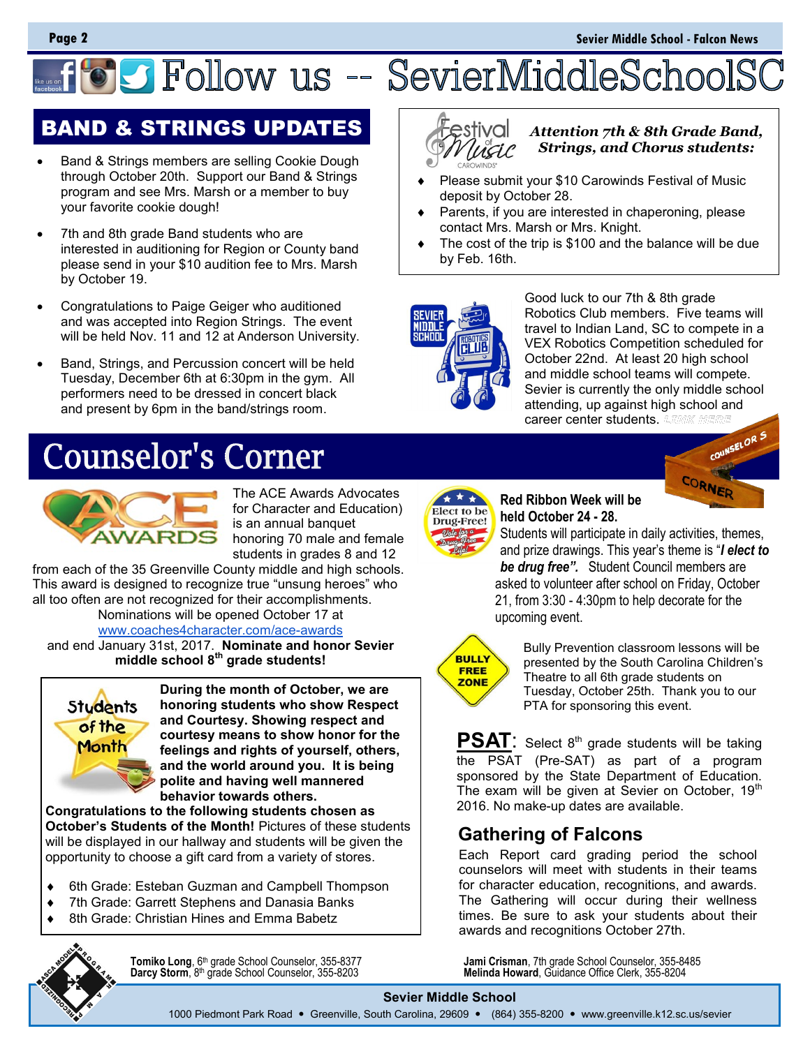# Follow us -- SevierMiddleSchoolSC

## BAND & STRINGS UPDATES

- Band & Strings members are selling Cookie Dough through October 20th. Support our Band & Strings program and see Mrs. Marsh or a member to buy your favorite cookie dough!
- 7th and 8th grade Band students who are interested in auditioning for Region or County band please send in your $10 audition fee to Mrs. Marsh by October 19.
- Congratulations to Paige Geiger who auditioned and was accepted into Region Strings. The event will be held Nov. 11 and 12 at Anderson University.
- Band, Strings, and Percussion concert will be held Tuesday, December 6th at 6:30pm in the gym. All performers need to be dressed in concert black and present by 6pm in the band/strings room.

***Attention 7th & 8th Grade Band, Strings, and Chorus students:***

- Please submit your $10 Carowinds Festival of Music deposit by October 28.
- Parents, if you are interested in chaperoning, please contact Mrs. Marsh or Mrs. Knight.
- The cost of the trip is $100 and the balance will be due by Feb. 16th.

Good luck to our 7th & 8th grade Robotics Club members. Five teams will travel to Indian Land, SC to compete in a VEX Robotics Competition scheduled for October 22nd. At least 20 high school and middle school teams will compete. Sevier is currently the only middle school attending, up against high school and career center students. LINK HERE

# Counselor's Corner

The ACE Awards Advocates for Character and Education) is an annual banquet honoring 70 male and female students in grades 8 and 12 from each of the 35 Greenville County middle and high schools. This award is designed to recognize true "unsung heroes" who all too often are not recognized for their accomplishments. Nominations will be opened October 17 at www.coaches4character.com/ace-awards and end January 31st, 2017. **Nominate and honor Sevier middle school 8th grade students!**

**Students of the Month**

**During the month of October, we are honoring students who show Respect and Courtesy. Showing respect and courtesy means to show honor for the feelings and rights of yourself, others, and the world around you. It is being polite and having well mannered behavior towards others.**

**Congratulations to the following students chosen as October's Students of the Month!** Pictures of these students will be displayed in our hallway and students will be given the opportunity to choose a gift card from a variety of stores.

- 6th Grade: Esteban Guzman and Campbell Thompson
- 7th Grade: Garrett Stephens and Danasia Banks
- 8th Grade: Christian Hines and Emma Babetz

**Red Ribbon Week will be held October 24 - 28.** Students will participate in daily activities, themes, and prize drawings. This year's theme is "***I elect to be drug free".*** Student Council members are asked to volunteer after school on Friday, October 21, from 3:30 - 4:30pm to help decorate for the upcoming event.

Bully Prevention classroom lessons will be presented by the South Carolina Children's Theatre to all 6th grade students on Tuesday, October 25th. Thank you to our PTA for sponsoring this event.

**PSAT**: Select 8th grade students will be taking the PSAT (Pre-SAT) as part of a program sponsored by the State Department of Education. The exam will be given at Sevier on October, 19th 2016. No make-up dates are available.

## Gathering of Falcons

Each Report card grading period the school counselors will meet with students in their teams for character education, recognitions, and awards. The Gathering will occur during their wellness times. Be sure to ask your students about their awards and recognitions October 27th.

**Tomiko Long**, 6th grade School Counselor, 355-8377
**Darcy Storm**, 8th grade School Counselor, 355-8203
**Jami Crisman**, 7th grade School Counselor, 355-8485
**Melinda Howard**, Guidance Office Clerk, 355-8204

**Sevier Middle School**
1000 Piedmont Park Road • Greenville, South Carolina, 29609 • (864) 355-8200 • www.greenville.k12.sc.us/sevier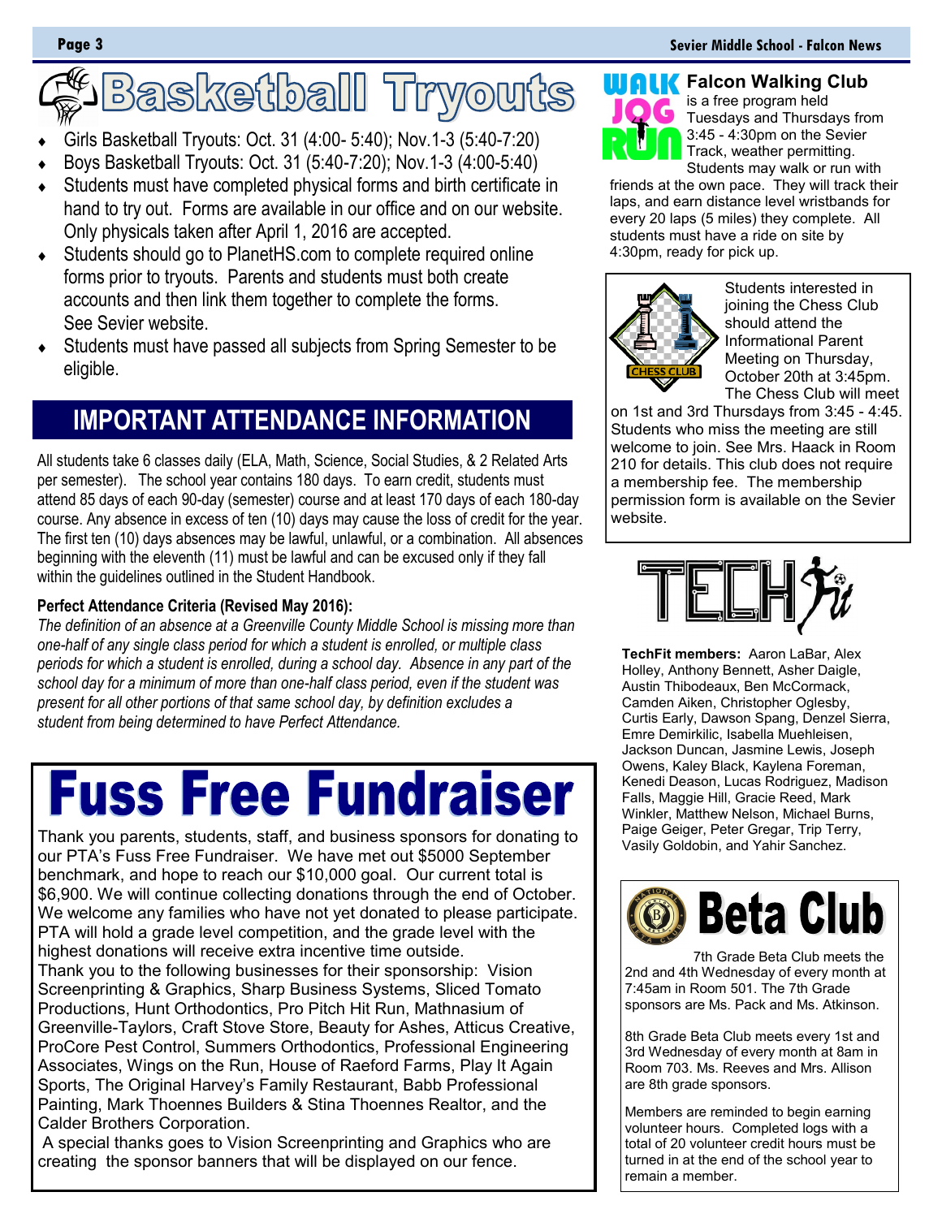# Basketball Tryouts

- Girls Basketball Tryouts: Oct. 31 (4:00- 5:40); Nov.1-3 (5:40-7:20)
- Boys Basketball Tryouts: Oct. 31 (5:40-7:20); Nov.1-3 (4:00-5:40)
- Students must have completed physical forms and birth certificate in hand to try out. Forms are available in our office and on our website. Only physicals taken after April 1, 2016 are accepted.
- Students should go to PlanetHS.com to complete required online forms prior to tryouts. Parents and students must both create accounts and then link them together to complete the forms. See Sevier website.
- Students must have passed all subjects from Spring Semester to be eligible.

## IMPORTANT ATTENDANCE INFORMATION

All students take 6 classes daily (ELA, Math, Science, Social Studies, & 2 Related Arts per semester). The school year contains 180 days. To earn credit, students must attend 85 days of each 90-day (semester) course and at least 170 days of each 180-day course. Any absence in excess of ten (10) days may cause the loss of credit for the year. The first ten (10) days absences may be lawful, unlawful, or a combination. All absences beginning with the eleventh (11) must be lawful and can be excused only if they fall within the guidelines outlined in the Student Handbook.

**Perfect Attendance Criteria (Revised May 2016):**

*The definition of an absence at a Greenville County Middle School is missing more than one-half of any single class period for which a student is enrolled, or multiple class periods for which a student is enrolled, during a school day. Absence in any part of the school day for a minimum of more than one-half class period, even if the student was present for all other portions of that same school day, by definition excludes a student from being determined to have Perfect Attendance.*

# Fuss Free Fundraiser

Thank you parents, students, staff, and business sponsors for donating to our PTA's Fuss Free Fundraiser. We have met out $5000 September benchmark, and hope to reach our $10,000 goal. Our current total is $6,900. We will continue collecting donations through the end of October. We welcome any families who have not yet donated to please participate. PTA will hold a grade level competition, and the grade level with the highest donations will receive extra incentive time outside.

Thank you to the following businesses for their sponsorship: Vision Screenprinting & Graphics, Sharp Business Systems, Sliced Tomato Productions, Hunt Orthodontics, Pro Pitch Hit Run, Mathnasium of Greenville-Taylors, Craft Stove Store, Beauty for Ashes, Atticus Creative, ProCore Pest Control, Summers Orthodontics, Professional Engineering Associates, Wings on the Run, House of Raeford Farms, Play It Again Sports, The Original Harvey's Family Restaurant, Babb Professional Painting, Mark Thoennes Builders & Stina Thoennes Realtor, and the Calder Brothers Corporation.

A special thanks goes to Vision Screenprinting and Graphics who are creating the sponsor banners that will be displayed on our fence.

## Walk Jog Run

**Falcon Walking Club** is a free program held Tuesdays and Thursdays from 3:45 - 4:30pm on the Sevier Track, weather permitting. Students may walk or run with friends at the own pace. They will track their laps, and earn distance level wristbands for every 20 laps (5 miles) they complete. All students must have a ride on site by 4:30pm, ready for pick up.

## Chess Club

Students interested in joining the Chess Club should attend the Informational Parent Meeting on Thursday, October 20th at 3:45pm. The Chess Club will meet on 1st and 3rd Thursdays from 3:45 - 4:45. Students who miss the meeting are still welcome to join. See Mrs. Haack in Room 210 for details. This club does not require a membership fee. The membership permission form is available on the Sevier website.

## TechFit

**TechFit members:** Aaron LaBar, Alex Holley, Anthony Bennett, Asher Daigle, Austin Thibodeaux, Ben McCormack, Camden Aiken, Christopher Oglesby, Curtis Early, Dawson Spang, Denzel Sierra, Emre Demirkilic, Isabella Muehleisen, Jackson Duncan, Jasmine Lewis, Joseph Owens, Kaley Black, Kaylena Foreman, Kenedi Deason, Lucas Rodriguez, Madison Falls, Maggie Hill, Gracie Reed, Mark Winkler, Matthew Nelson, Michael Burns, Paige Geiger, Peter Gregar, Trip Terry, Vasily Goldobin, and Yahir Sanchez.

## Beta Club

7th Grade Beta Club meets the 2nd and 4th Wednesday of every month at 7:45am in Room 501. The 7th Grade sponsors are Ms. Pack and Ms. Atkinson.

8th Grade Beta Club meets every 1st and 3rd Wednesday of every month at 8am in Room 703. Ms. Reeves and Mrs. Allison are 8th grade sponsors.

Members are reminded to begin earning volunteer hours. Completed logs with a total of 20 volunteer credit hours must be turned in at the end of the school year to remain a member.